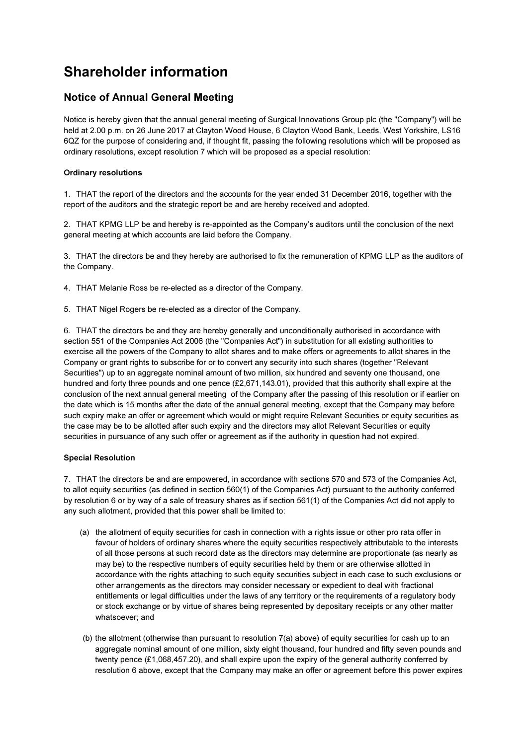# Shareholder information

## Notice of Annual General Meeting

Notice is hereby given that the annual general meeting of Surgical Innovations Group plc (the "Company") will be held at 2.00 p.m. on 26 June 2017 at Clayton Wood House, 6 Clayton Wood Bank, Leeds, West Yorkshire, LS16 6QZ for the purpose of considering and, if thought fit, passing the following resolutions which will be proposed as ordinary resolutions, except resolution 7 which will be proposed as a special resolution:

**Ordinary resolutions**

1. THAT the report of the directors and the accounts for the year ended 31 December 2016, together with the report of the auditors and the strategic report be and are hereby received and adopted.

2. THAT KPMG LLP be and hereby is re-appointed as the Company's auditors until the conclusion of the next general meeting at which accounts are laid before the Company.

3. THAT the directors be and they hereby are authorised to fix the remuneration of KPMG LLP as the auditors of the Company.

4. THAT Melanie Ross be re-elected as a director of the Company.

5. THAT Nigel Rogers be re-elected as a director of the Company.

6. THAT the directors be and they are hereby generally and unconditionally authorised in accordance with section 551 of the Companies Act 2006 (the "Companies Act") in substitution for all existing authorities to exercise all the powers of the Company to allot shares and to make offers or agreements to allot shares in the Company or grant rights to subscribe for or to convert any security into such shares (together "Relevant Securities") up to an aggregate nominal amount of two million, six hundred and seventy one thousand, one hundred and forty three pounds and one pence (£2,671,143.01), provided that this authority shall expire at the conclusion of the next annual general meeting of the Company after the passing of this resolution or if earlier on the date which is 15 months after the date of the annual general meeting, except that the Company may before such expiry make an offer or agreement which would or might require Relevant Securities or equity securities as the case may be to be allotted after such expiry and the directors may allot Relevant Securities or equity securities in pursuance of any such offer or agreement as if the authority in question had not expired.

**Special Resolution**

7. THAT the directors be and are empowered, in accordance with sections 570 and 573 of the Companies Act, to allot equity securities (as defined in section 560(1) of the Companies Act) pursuant to the authority conferred by resolution 6 or by way of a sale of treasury shares as if section 561(1) of the Companies Act did not apply to any such allotment, provided that this power shall be limited to:

(a) the allotment of equity securities for cash in connection with a rights issue or other pro rata offer in favour of holders of ordinary shares where the equity securities respectively attributable to the interests of all those persons at such record date as the directors may determine are proportionate (as nearly as may be) to the respective numbers of equity securities held by them or are otherwise allotted in accordance with the rights attaching to such equity securities subject in each case to such exclusions or other arrangements as the directors may consider necessary or expedient to deal with fractional entitlements or legal difficulties under the laws of any territory or the requirements of a regulatory body or stock exchange or by virtue of shares being represented by depositary receipts or any other matter whatsoever; and

(b) the allotment (otherwise than pursuant to resolution 7(a) above) of equity securities for cash up to an aggregate nominal amount of one million, sixty eight thousand, four hundred and fifty seven pounds and twenty pence (£1,068,457.20), and shall expire upon the expiry of the general authority conferred by resolution 6 above, except that the Company may make an offer or agreement before this power expires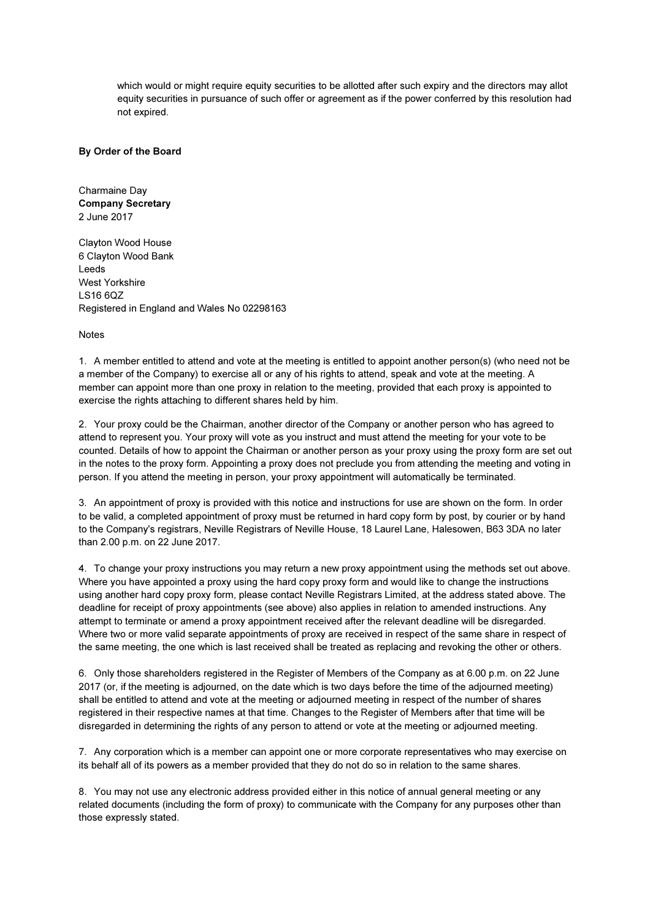which would or might require equity securities to be allotted after such expiry and the directors may allot equity securities in pursuance of such offer or agreement as if the power conferred by this resolution had not expired.

**By Order of the Board**

Charmaine Day
**Company Secretary**
2 June 2017

Clayton Wood House
6 Clayton Wood Bank
Leeds
West Yorkshire
LS16 6QZ
Registered in England and Wales No 02298163

Notes

1. A member entitled to attend and vote at the meeting is entitled to appoint another person(s) (who need not be a member of the Company) to exercise all or any of his rights to attend, speak and vote at the meeting. A member can appoint more than one proxy in relation to the meeting, provided that each proxy is appointed to exercise the rights attaching to different shares held by him.

2. Your proxy could be the Chairman, another director of the Company or another person who has agreed to attend to represent you. Your proxy will vote as you instruct and must attend the meeting for your vote to be counted. Details of how to appoint the Chairman or another person as your proxy using the proxy form are set out in the notes to the proxy form. Appointing a proxy does not preclude you from attending the meeting and voting in person. If you attend the meeting in person, your proxy appointment will automatically be terminated.

3. An appointment of proxy is provided with this notice and instructions for use are shown on the form. In order to be valid, a completed appointment of proxy must be returned in hard copy form by post, by courier or by hand to the Company's registrars, Neville Registrars of Neville House, 18 Laurel Lane, Halesowen, B63 3DA no later than 2.00 p.m. on 22 June 2017.

4. To change your proxy instructions you may return a new proxy appointment using the methods set out above. Where you have appointed a proxy using the hard copy proxy form and would like to change the instructions using another hard copy proxy form, please contact Neville Registrars Limited, at the address stated above. The deadline for receipt of proxy appointments (see above) also applies in relation to amended instructions. Any attempt to terminate or amend a proxy appointment received after the relevant deadline will be disregarded. Where two or more valid separate appointments of proxy are received in respect of the same share in respect of the same meeting, the one which is last received shall be treated as replacing and revoking the other or others.

6. Only those shareholders registered in the Register of Members of the Company as at 6.00 p.m. on 22 June 2017 (or, if the meeting is adjourned, on the date which is two days before the time of the adjourned meeting) shall be entitled to attend and vote at the meeting or adjourned meeting in respect of the number of shares registered in their respective names at that time. Changes to the Register of Members after that time will be disregarded in determining the rights of any person to attend or vote at the meeting or adjourned meeting.

7. Any corporation which is a member can appoint one or more corporate representatives who may exercise on its behalf all of its powers as a member provided that they do not do so in relation to the same shares.

8. You may not use any electronic address provided either in this notice of annual general meeting or any related documents (including the form of proxy) to communicate with the Company for any purposes other than those expressly stated.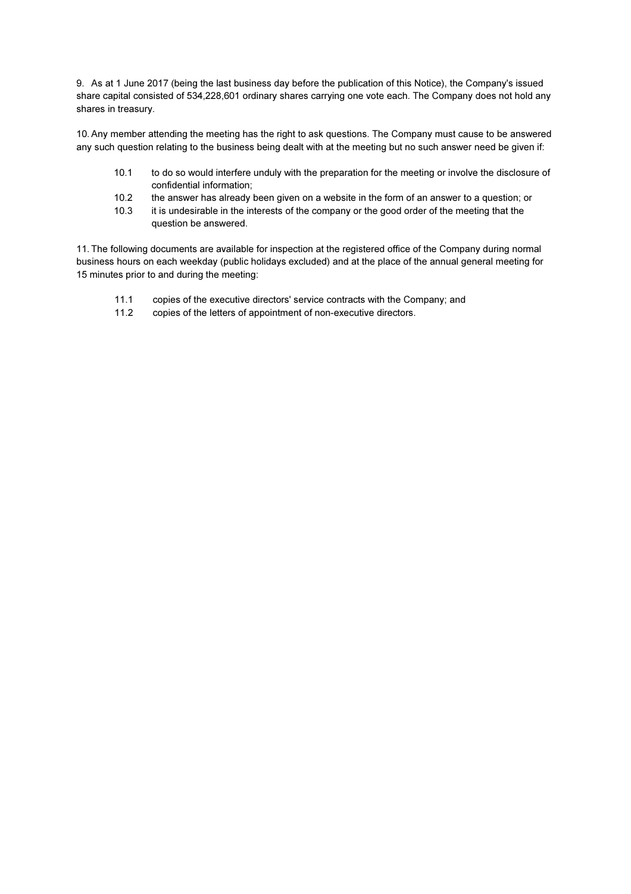9. As at 1 June 2017 (being the last business day before the publication of this Notice), the Company's issued share capital consisted of 534,228,601 ordinary shares carrying one vote each. The Company does not hold any shares in treasury.

10. Any member attending the meeting has the right to ask questions. The Company must cause to be answered any such question relating to the business being dealt with at the meeting but no such answer need be given if:

- 10.1 to do so would interfere unduly with the preparation for the meeting or involve the disclosure of confidential information;
- 10.2 the answer has already been given on a website in the form of an answer to a question; or
- 10.3 it is undesirable in the interests of the company or the good order of the meeting that the question be answered.

11. The following documents are available for inspection at the registered office of the Company during normal business hours on each weekday (public holidays excluded) and at the place of the annual general meeting for 15 minutes prior to and during the meeting:

- 11.1 copies of the executive directors' service contracts with the Company; and
- 11.2 copies of the letters of appointment of non-executive directors.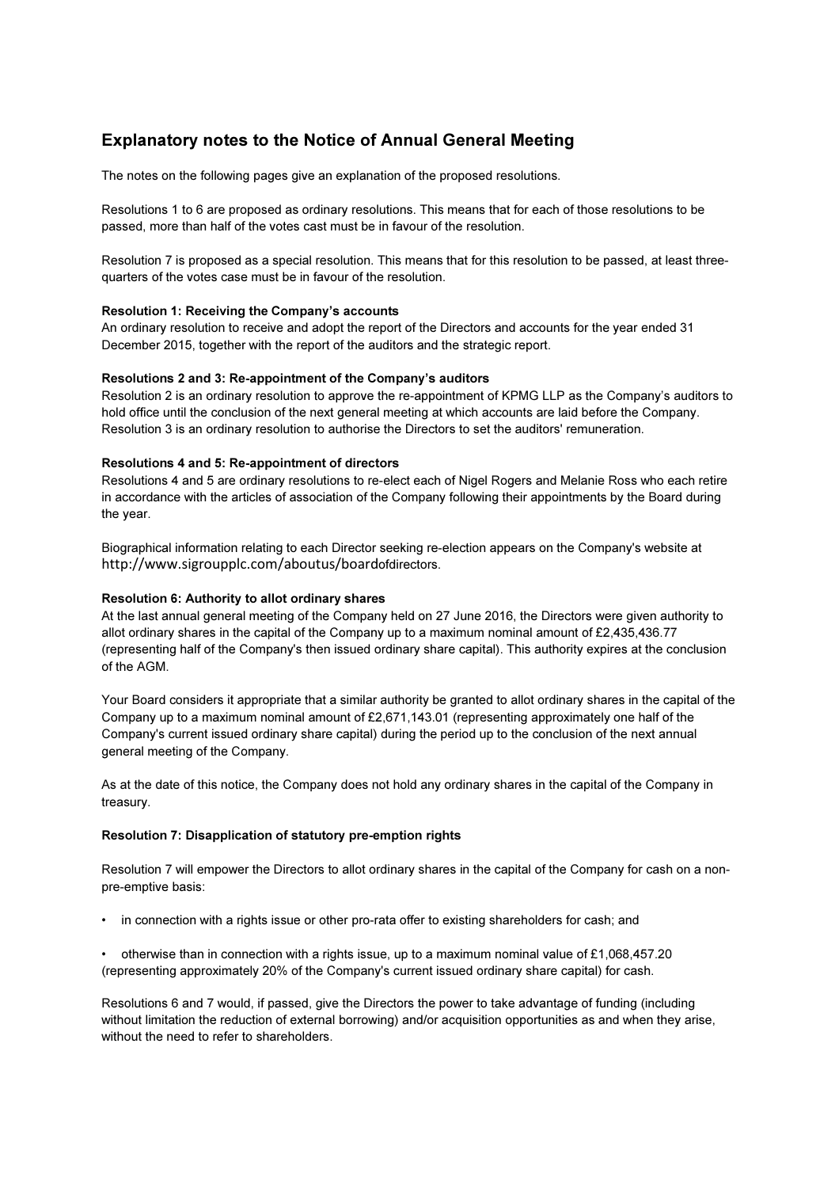## Explanatory notes to the Notice of Annual General Meeting

The notes on the following pages give an explanation of the proposed resolutions.

Resolutions 1 to 6 are proposed as ordinary resolutions. This means that for each of those resolutions to be passed, more than half of the votes cast must be in favour of the resolution.

Resolution 7 is proposed as a special resolution. This means that for this resolution to be passed, at least three-quarters of the votes case must be in favour of the resolution.

**Resolution 1: Receiving the Company's accounts**
An ordinary resolution to receive and adopt the report of the Directors and accounts for the year ended 31 December 2015, together with the report of the auditors and the strategic report.

**Resolutions 2 and 3: Re-appointment of the Company's auditors**
Resolution 2 is an ordinary resolution to approve the re-appointment of KPMG LLP as the Company's auditors to hold office until the conclusion of the next general meeting at which accounts are laid before the Company. Resolution 3 is an ordinary resolution to authorise the Directors to set the auditors' remuneration.

**Resolutions 4 and 5: Re-appointment of directors**
Resolutions 4 and 5 are ordinary resolutions to re-elect each of Nigel Rogers and Melanie Ross who each retire in accordance with the articles of association of the Company following their appointments by the Board during the year.

Biographical information relating to each Director seeking re-election appears on the Company's website at http://www.sigroupplc.com/aboutus/boardofdirectors.

**Resolution 6: Authority to allot ordinary shares**
At the last annual general meeting of the Company held on 27 June 2016, the Directors were given authority to allot ordinary shares in the capital of the Company up to a maximum nominal amount of £2,435,436.77 (representing half of the Company's then issued ordinary share capital). This authority expires at the conclusion of the AGM.

Your Board considers it appropriate that a similar authority be granted to allot ordinary shares in the capital of the Company up to a maximum nominal amount of £2,671,143.01 (representing approximately one half of the Company's current issued ordinary share capital) during the period up to the conclusion of the next annual general meeting of the Company.

As at the date of this notice, the Company does not hold any ordinary shares in the capital of the Company in treasury.

**Resolution 7: Disapplication of statutory pre-emption rights**

Resolution 7 will empower the Directors to allot ordinary shares in the capital of the Company for cash on a non-pre-emptive basis:

- in connection with a rights issue or other pro-rata offer to existing shareholders for cash; and
- otherwise than in connection with a rights issue, up to a maximum nominal value of £1,068,457.20 (representing approximately 20% of the Company's current issued ordinary share capital) for cash.

Resolutions 6 and 7 would, if passed, give the Directors the power to take advantage of funding (including without limitation the reduction of external borrowing) and/or acquisition opportunities as and when they arise, without the need to refer to shareholders.